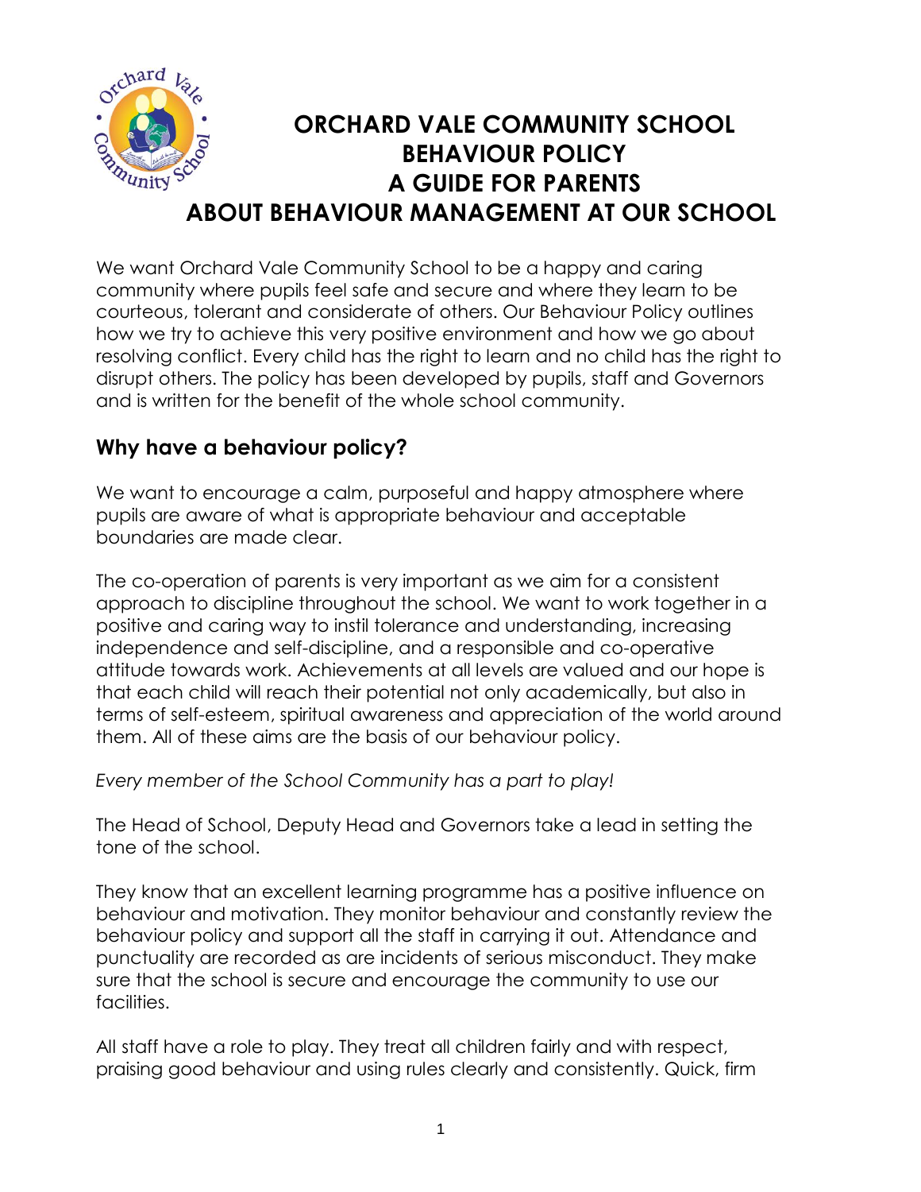# ORCHARD VALE COMMUNITY SCHOOL BEHAVIOUR POLICY A GUIDE FOR PARENTS ABOUT BEHAVIOUR MANAGEMENT AT OUR SCHOOL

We want Orchard Vale Community School to be a happy and caring community where pupils feel safe and secure and where they learn to be courteous, tolerant and considerate of others. Our Behaviour Policy outlines how we try to achieve this very positive environment and how we go about resolving conflict. Every child has the right to learn and no child has the right to disrupt others. The policy has been developed by pupils, staff and Governors and is written for the benefit of the whole school community.

## Why have a behaviour policy?

We want to encourage a calm, purposeful and happy atmosphere where pupils are aware of what is appropriate behaviour and acceptable boundaries are made clear.

The co-operation of parents is very important as we aim for a consistent approach to discipline throughout the school. We want to work together in a positive and caring way to instil tolerance and understanding, increasing independence and self-discipline, and a responsible and co-operative attitude towards work. Achievements at all levels are valued and our hope is that each child will reach their potential not only academically, but also in terms of self-esteem, spiritual awareness and appreciation of the world around them. All of these aims are the basis of our behaviour policy.

*Every member of the School Community has a part to play!*

The Head of School, Deputy Head and Governors take a lead in setting the tone of the school.

They know that an excellent learning programme has a positive influence on behaviour and motivation. They monitor behaviour and constantly review the behaviour policy and support all the staff in carrying it out. Attendance and punctuality are recorded as are incidents of serious misconduct. They make sure that the school is secure and encourage the community to use our facilities.

All staff have a role to play. They treat all children fairly and with respect, praising good behaviour and using rules clearly and consistently. Quick, firm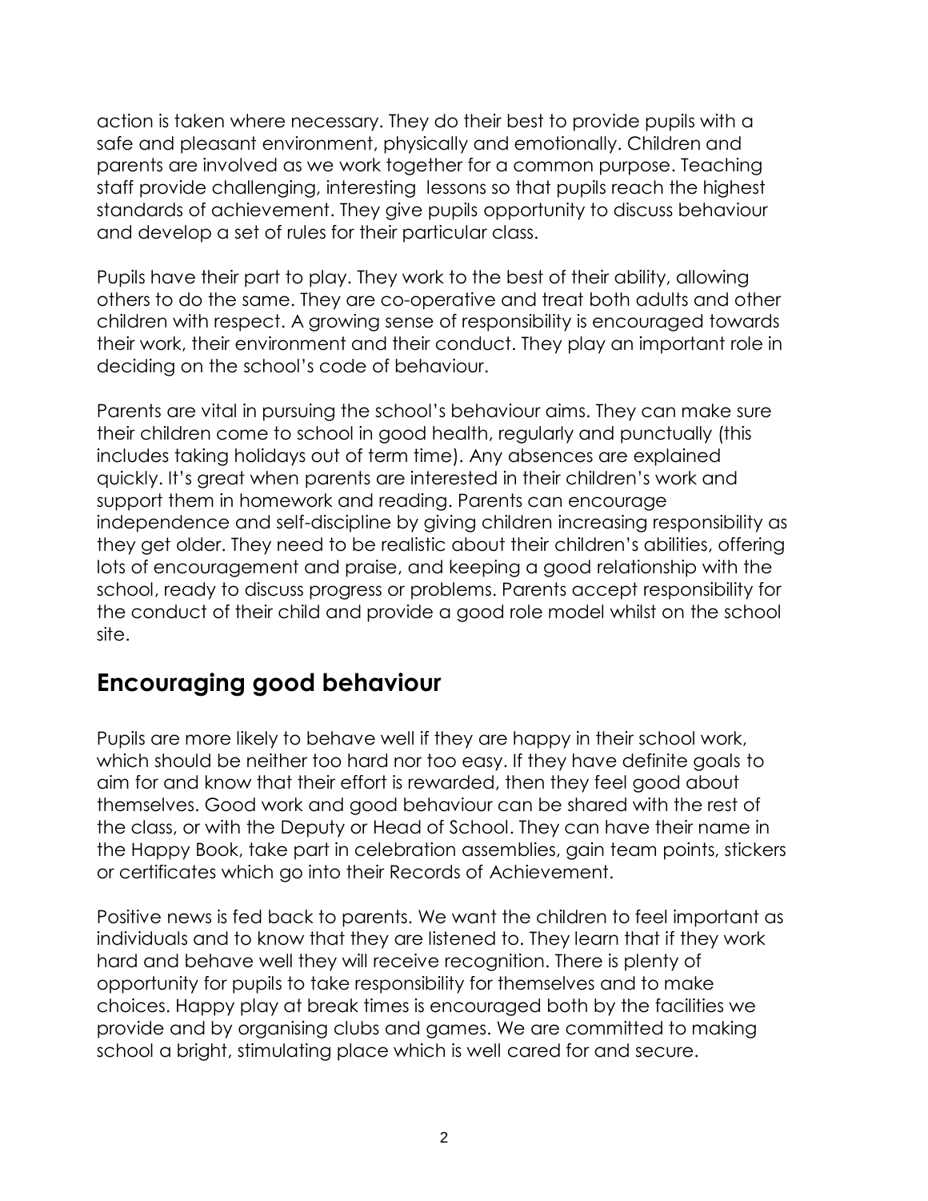action is taken where necessary. They do their best to provide pupils with a safe and pleasant environment, physically and emotionally. Children and parents are involved as we work together for a common purpose. Teaching staff provide challenging, interesting lessons so that pupils reach the highest standards of achievement. They give pupils opportunity to discuss behaviour and develop a set of rules for their particular class.

Pupils have their part to play. They work to the best of their ability, allowing others to do the same. They are co-operative and treat both adults and other children with respect. A growing sense of responsibility is encouraged towards their work, their environment and their conduct. They play an important role in deciding on the school's code of behaviour.

Parents are vital in pursuing the school's behaviour aims. They can make sure their children come to school in good health, regularly and punctually (this includes taking holidays out of term time). Any absences are explained quickly. It's great when parents are interested in their children's work and support them in homework and reading. Parents can encourage independence and self-discipline by giving children increasing responsibility as they get older. They need to be realistic about their children's abilities, offering lots of encouragement and praise, and keeping a good relationship with the school, ready to discuss progress or problems. Parents accept responsibility for the conduct of their child and provide a good role model whilst on the school site.

## Encouraging good behaviour

Pupils are more likely to behave well if they are happy in their school work, which should be neither too hard nor too easy. If they have definite goals to aim for and know that their effort is rewarded, then they feel good about themselves. Good work and good behaviour can be shared with the rest of the class, or with the Deputy or Head of School. They can have their name in the Happy Book, take part in celebration assemblies, gain team points, stickers or certificates which go into their Records of Achievement.

Positive news is fed back to parents. We want the children to feel important as individuals and to know that they are listened to. They learn that if they work hard and behave well they will receive recognition. There is plenty of opportunity for pupils to take responsibility for themselves and to make choices. Happy play at break times is encouraged both by the facilities we provide and by organising clubs and games. We are committed to making school a bright, stimulating place which is well cared for and secure.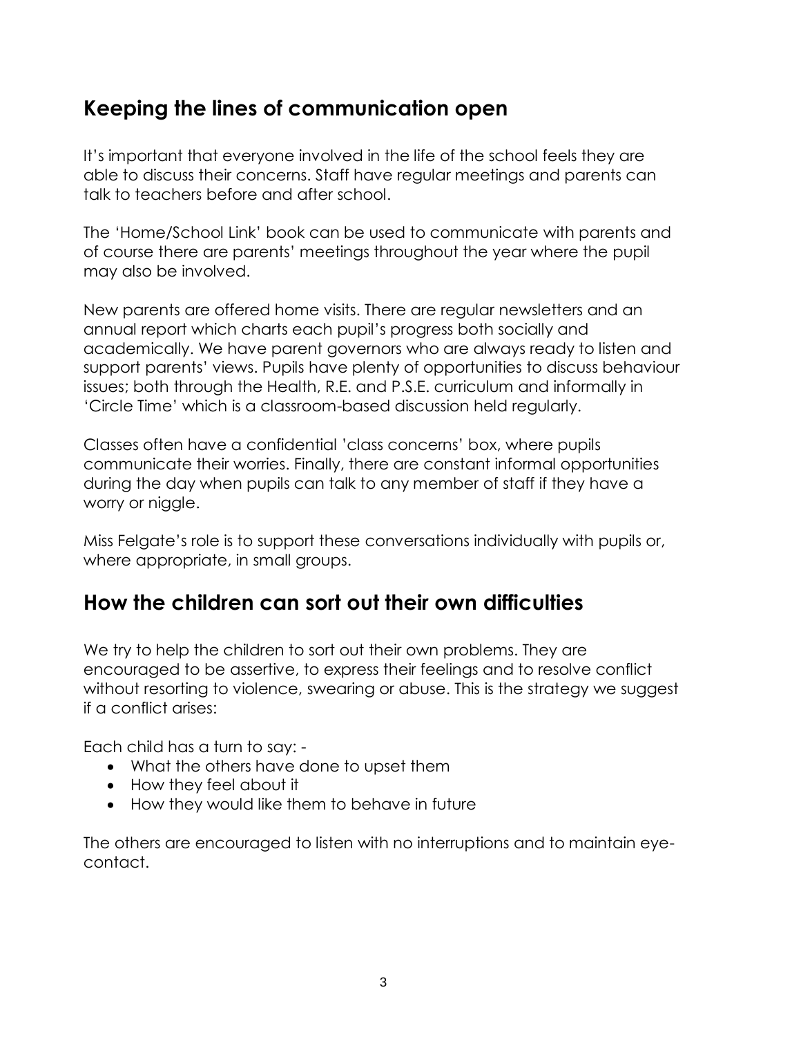## Keeping the lines of communication open

It's important that everyone involved in the life of the school feels they are able to discuss their concerns. Staff have regular meetings and parents can talk to teachers before and after school.

The 'Home/School Link' book can be used to communicate with parents and of course there are parents' meetings throughout the year where the pupil may also be involved.

New parents are offered home visits. There are regular newsletters and an annual report which charts each pupil's progress both socially and academically. We have parent governors who are always ready to listen and support parents' views. Pupils have plenty of opportunities to discuss behaviour issues; both through the Health, R.E. and P.S.E. curriculum and informally in 'Circle Time' which is a classroom-based discussion held regularly.

Classes often have a confidential 'class concerns' box, where pupils communicate their worries. Finally, there are constant informal opportunities during the day when pupils can talk to any member of staff if they have a worry or niggle.

Miss Felgate's role is to support these conversations individually with pupils or, where appropriate, in small groups.

## How the children can sort out their own difficulties

We try to help the children to sort out their own problems. They are encouraged to be assertive, to express their feelings and to resolve conflict without resorting to violence, swearing or abuse. This is the strategy we suggest if a conflict arises:

Each child has a turn to say: -

- What the others have done to upset them
- How they feel about it
- How they would like them to behave in future

The others are encouraged to listen with no interruptions and to maintain eye-contact.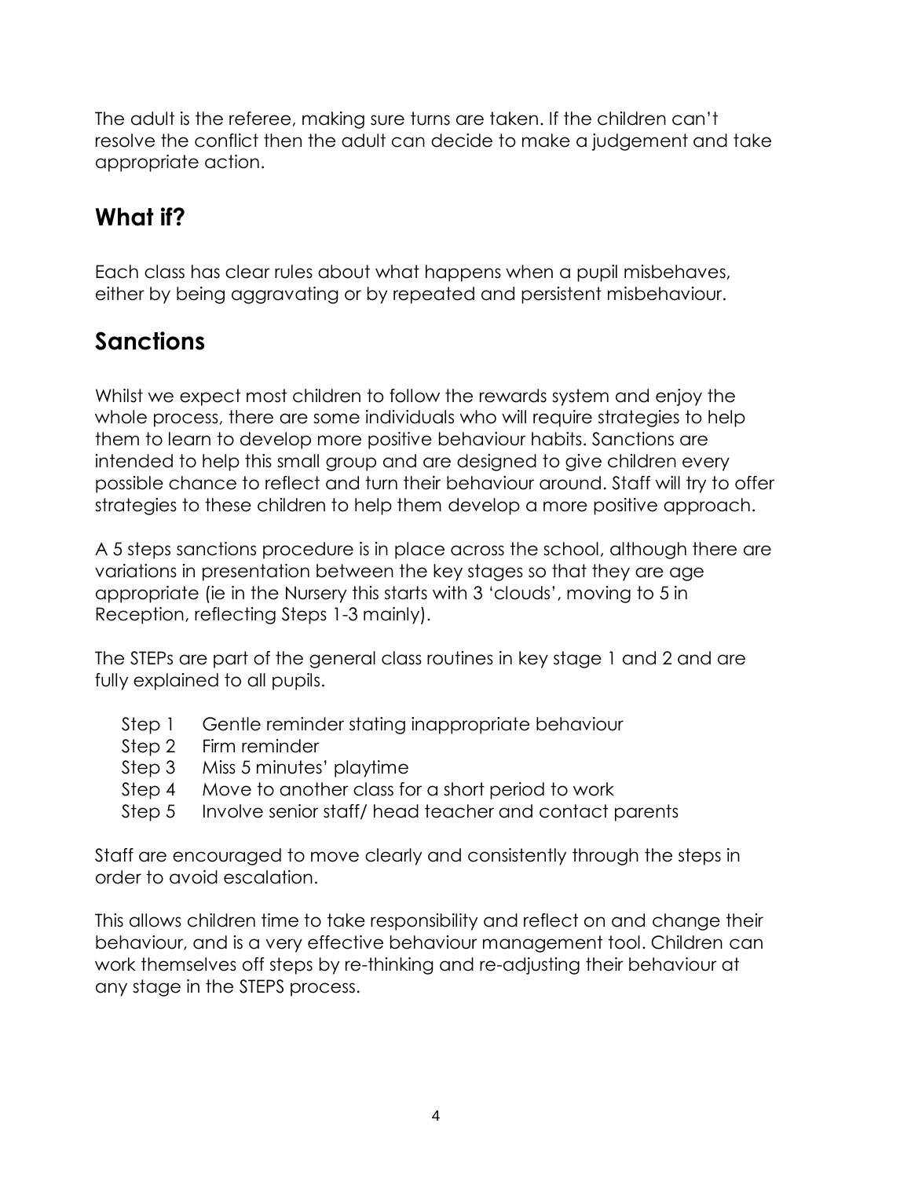The adult is the referee, making sure turns are taken. If the children can't resolve the conflict then the adult can decide to make a judgement and take appropriate action.

## What if?

Each class has clear rules about what happens when a pupil misbehaves, either by being aggravating or by repeated and persistent misbehaviour.

## Sanctions

Whilst we expect most children to follow the rewards system and enjoy the whole process, there are some individuals who will require strategies to help them to learn to develop more positive behaviour habits. Sanctions are intended to help this small group and are designed to give children every possible chance to reflect and turn their behaviour around. Staff will try to offer strategies to these children to help them develop a more positive approach.

A 5 steps sanctions procedure is in place across the school, although there are variations in presentation between the key stages so that they are age appropriate (ie in the Nursery this starts with 3 'clouds', moving to 5 in Reception, reflecting Steps 1-3 mainly).

The STEPs are part of the general class routines in key stage 1 and 2 and are fully explained to all pupils.

- Step 1 Gentle reminder stating inappropriate behaviour
- Step 2 Firm reminder
- Step 3 Miss 5 minutes' playtime
- Step 4 Move to another class for a short period to work
- Step 5 Involve senior staff/ head teacher and contact parents

Staff are encouraged to move clearly and consistently through the steps in order to avoid escalation.

This allows children time to take responsibility and reflect on and change their behaviour, and is a very effective behaviour management tool. Children can work themselves off steps by re-thinking and re-adjusting their behaviour at any stage in the STEPS process.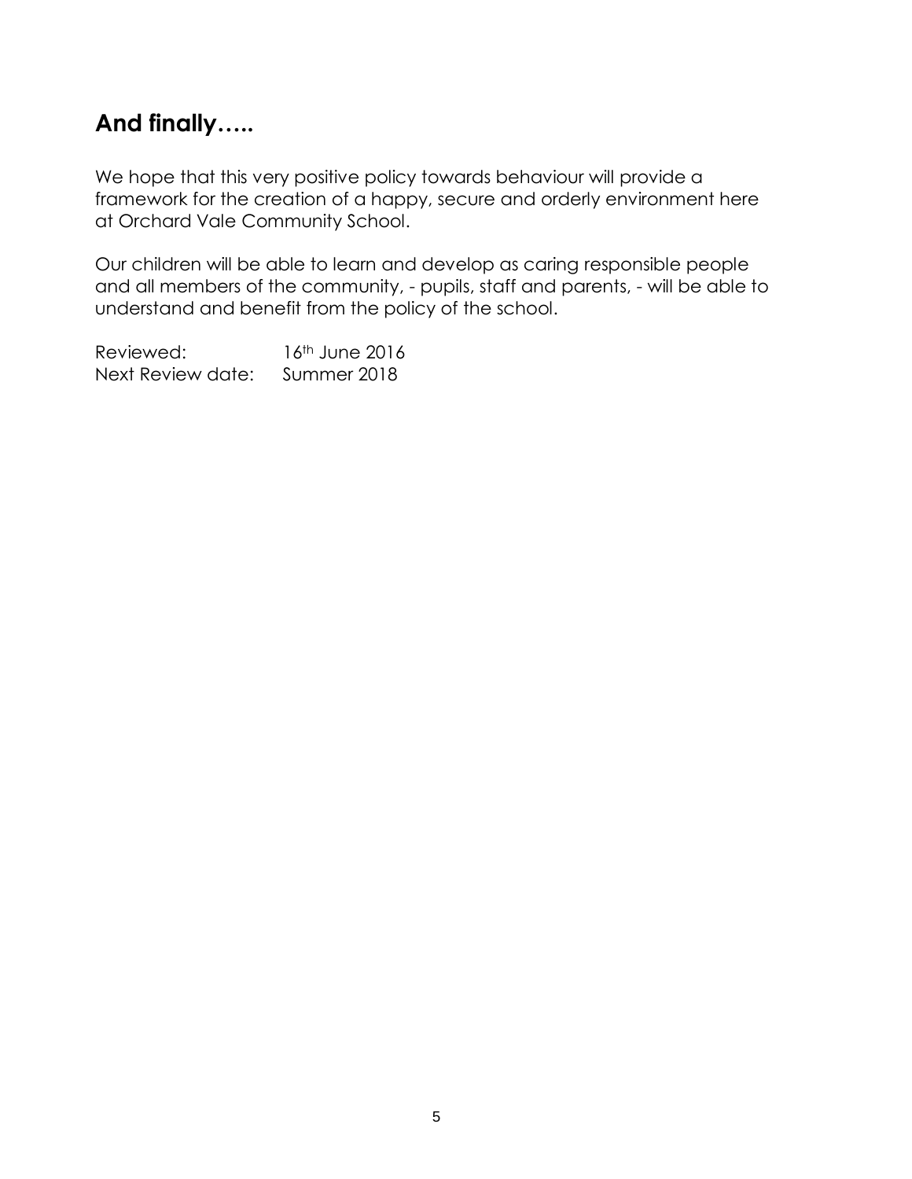## And finally…..

We hope that this very positive policy towards behaviour will provide a framework for the creation of a happy, secure and orderly environment here at Orchard Vale Community School.

Our children will be able to learn and develop as caring responsible people and all members of the community, - pupils, staff and parents, - will be able to understand and benefit from the policy of the school.

Reviewed: 16th June 2016
Next Review date: Summer 2018